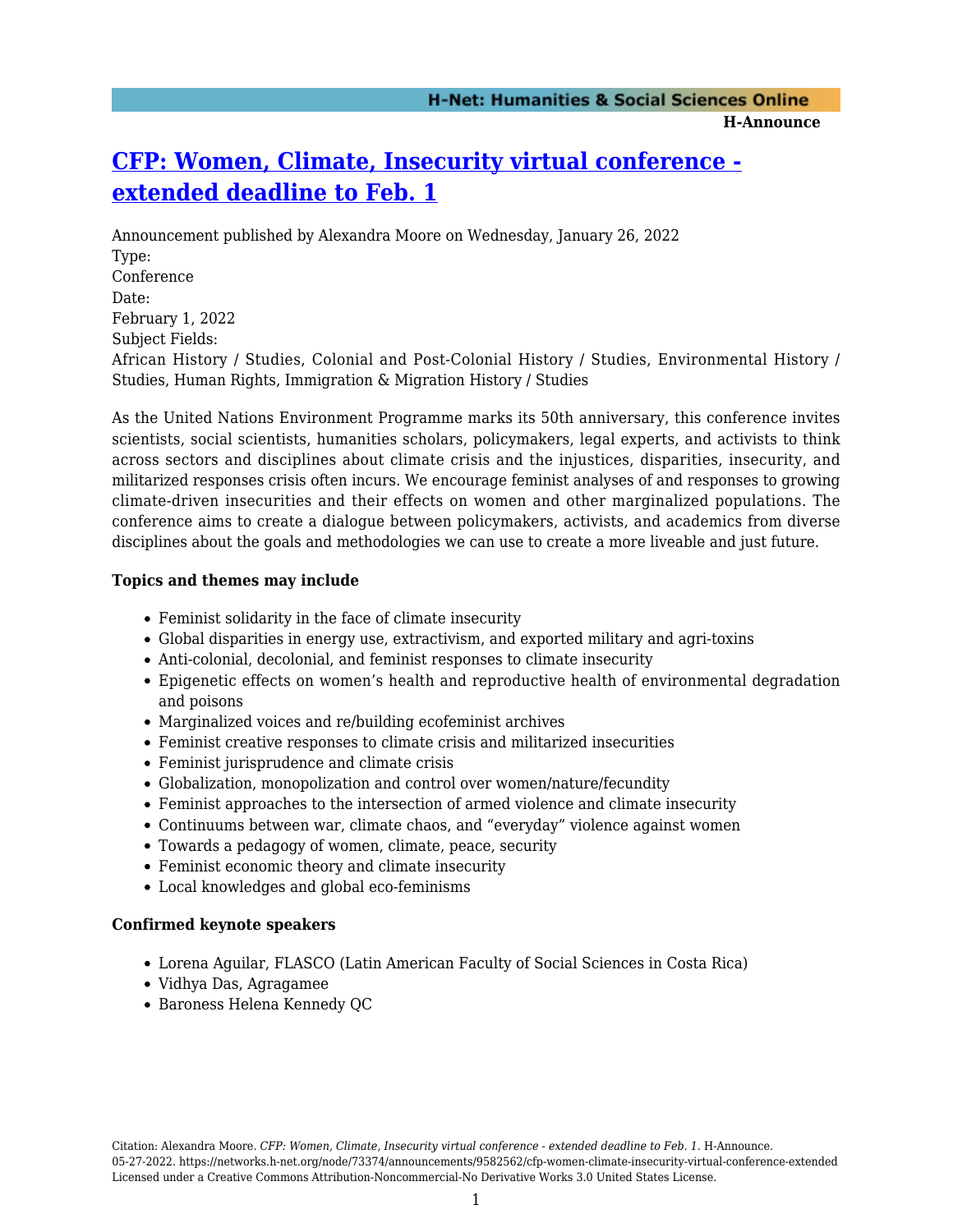# [CFP: Women, Climate, Insecurity virtual conference - extended deadline to Feb. 1]

Announcement published by Alexandra Moore on Wednesday, January 26, 2022

Type:
Conference

Date:
February 1, 2022

Subject Fields:
African History / Studies, Colonial and Post-Colonial History / Studies, Environmental History / Studies, Human Rights, Immigration & Migration History / Studies

As the United Nations Environment Programme marks its 50th anniversary, this conference invites scientists, social scientists, humanities scholars, policymakers, legal experts, and activists to think across sectors and disciplines about climate crisis and the injustices, disparities, insecurity, and militarized responses crisis often incurs. We encourage feminist analyses of and responses to growing climate-driven insecurities and their effects on women and other marginalized populations. The conference aims to create a dialogue between policymakers, activists, and academics from diverse disciplines about the goals and methodologies we can use to create a more liveable and just future.

**Topics and themes may include**

- Feminist solidarity in the face of climate insecurity
- Global disparities in energy use, extractivism, and exported military and agri-toxins
- Anti-colonial, decolonial, and feminist responses to climate insecurity
- Epigenetic effects on women's health and reproductive health of environmental degradation and poisons
- Marginalized voices and re/building ecofeminist archives
- Feminist creative responses to climate crisis and militarized insecurities
- Feminist jurisprudence and climate crisis
- Globalization, monopolization and control over women/nature/fecundity
- Feminist approaches to the intersection of armed violence and climate insecurity
- Continuums between war, climate chaos, and "everyday" violence against women
- Towards a pedagogy of women, climate, peace, security
- Feminist economic theory and climate insecurity
- Local knowledges and global eco-feminisms

**Confirmed keynote speakers**

- Lorena Aguilar, FLASCO (Latin American Faculty of Social Sciences in Costa Rica)
- Vidhya Das, Agragamee
- Baroness Helena Kennedy QC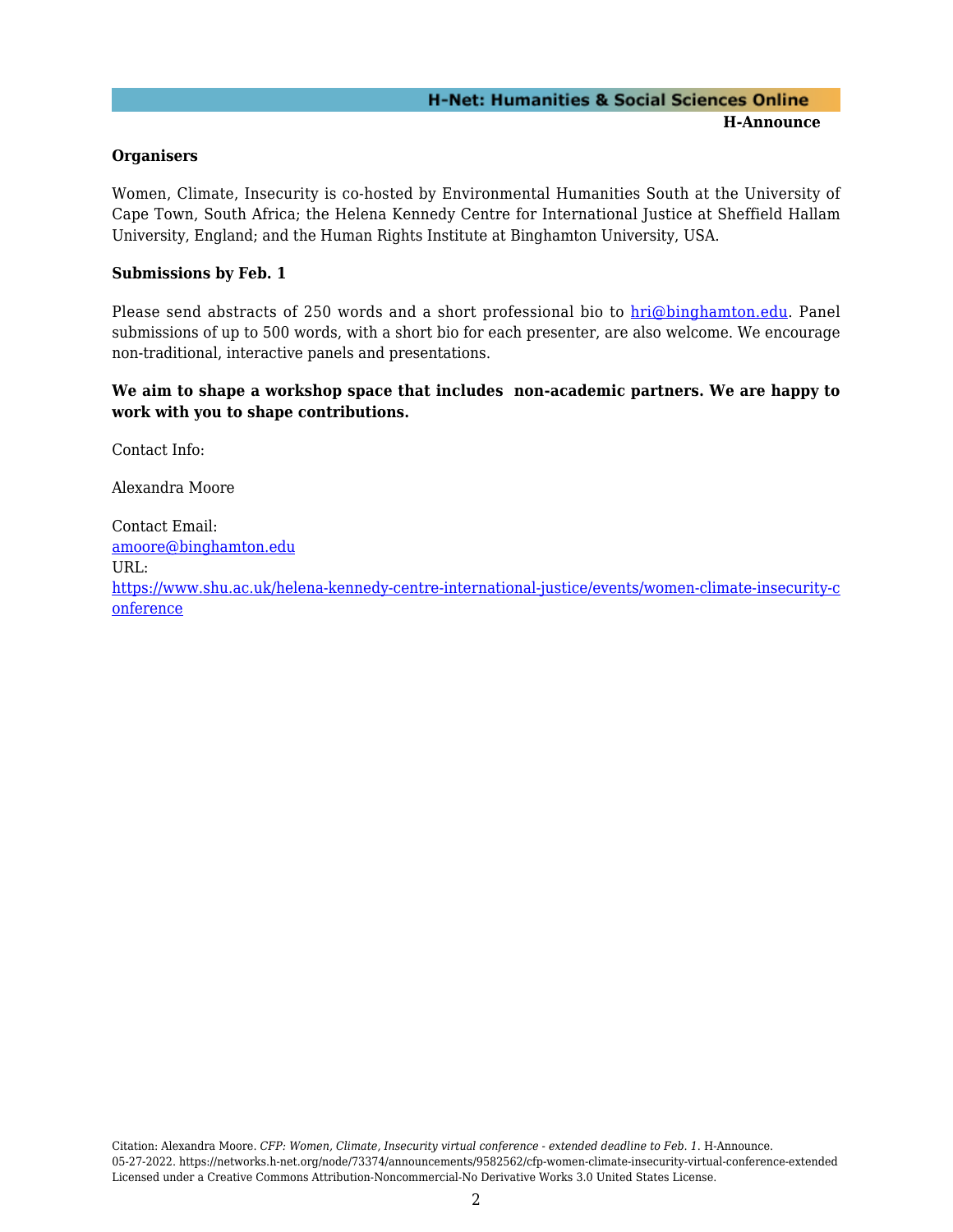**Organisers**

Women, Climate, Insecurity is co-hosted by Environmental Humanities South at the University of Cape Town, South Africa; the Helena Kennedy Centre for International Justice at Sheffield Hallam University, England; and the Human Rights Institute at Binghamton University, USA.

**Submissions by Feb. 1**

Please send abstracts of 250 words and a short professional bio to hri@binghamton.edu. Panel submissions of up to 500 words, with a short bio for each presenter, are also welcome. We encourage non-traditional, interactive panels and presentations.

**We aim to shape a workshop space that includes non-academic partners. We are happy to work with you to shape contributions.**

Contact Info:

Alexandra Moore

Contact Email:
amoore@binghamton.edu
URL:
https://www.shu.ac.uk/helena-kennedy-centre-international-justice/events/women-climate-insecurity-conference

Citation: Alexandra Moore. *CFP: Women, Climate, Insecurity virtual conference - extended deadline to Feb. 1*. H-Announce. 05-27-2022. https://networks.h-net.org/node/73374/announcements/9582562/cfp-women-climate-insecurity-virtual-conference-extended
Licensed under a Creative Commons Attribution-Noncommercial-No Derivative Works 3.0 United States License.